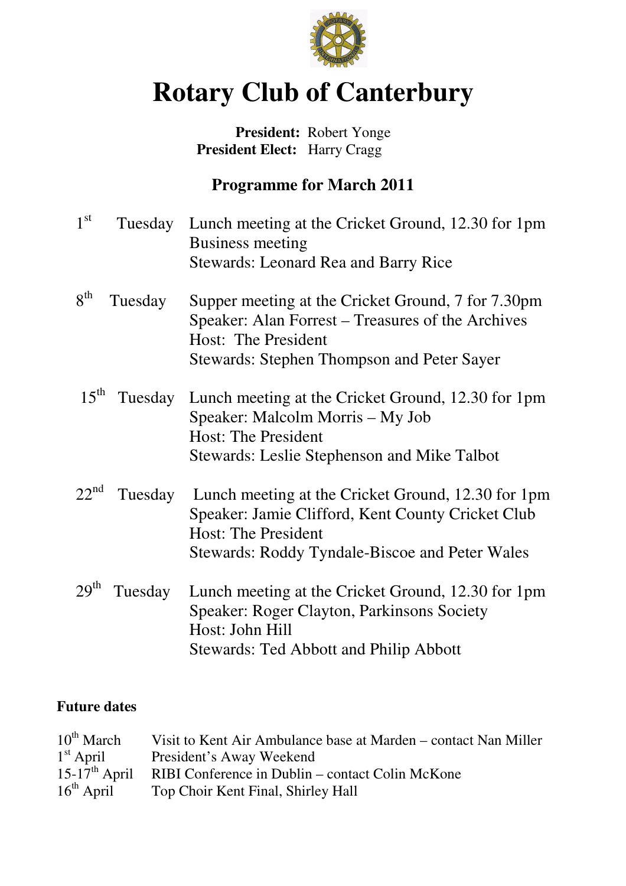# Rotary Club of Canterbury

**President:** Robert Yonge
**President Elect:** Harry Cragg

## Programme for March 2011

| | | |
|---|---|---|
| 1st | Tuesday | Lunch meeting at the Cricket Ground, 12.30 for 1pm<br>Business meeting<br>Stewards: Leonard Rea and Barry Rice |
| 8th | Tuesday | Supper meeting at the Cricket Ground, 7 for 7.30pm<br>Speaker: Alan Forrest – Treasures of the Archives<br>Host: The President<br>Stewards: Stephen Thompson and Peter Sayer |
| 15th | Tuesday | Lunch meeting at the Cricket Ground, 12.30 for 1pm<br>Speaker: Malcolm Morris – My Job<br>Host: The President<br>Stewards: Leslie Stephenson and Mike Talbot |
| 22nd | Tuesday | Lunch meeting at the Cricket Ground, 12.30 for 1pm<br>Speaker: Jamie Clifford, Kent County Cricket Club<br>Host: The President<br>Stewards: Roddy Tyndale-Biscoe and Peter Wales |
| 29th | Tuesday | Lunch meeting at the Cricket Ground, 12.30 for 1pm<br>Speaker: Roger Clayton, Parkinsons Society<br>Host: John Hill<br>Stewards: Ted Abbott and Philip Abbott |

**Future dates**

| | |
|---|---|
| 10th March | Visit to Kent Air Ambulance base at Marden – contact Nan Miller |
| 1st April | President's Away Weekend |
| 15-17th April | RIBI Conference in Dublin – contact Colin McKone |
| 16th April | Top Choir Kent Final, Shirley Hall |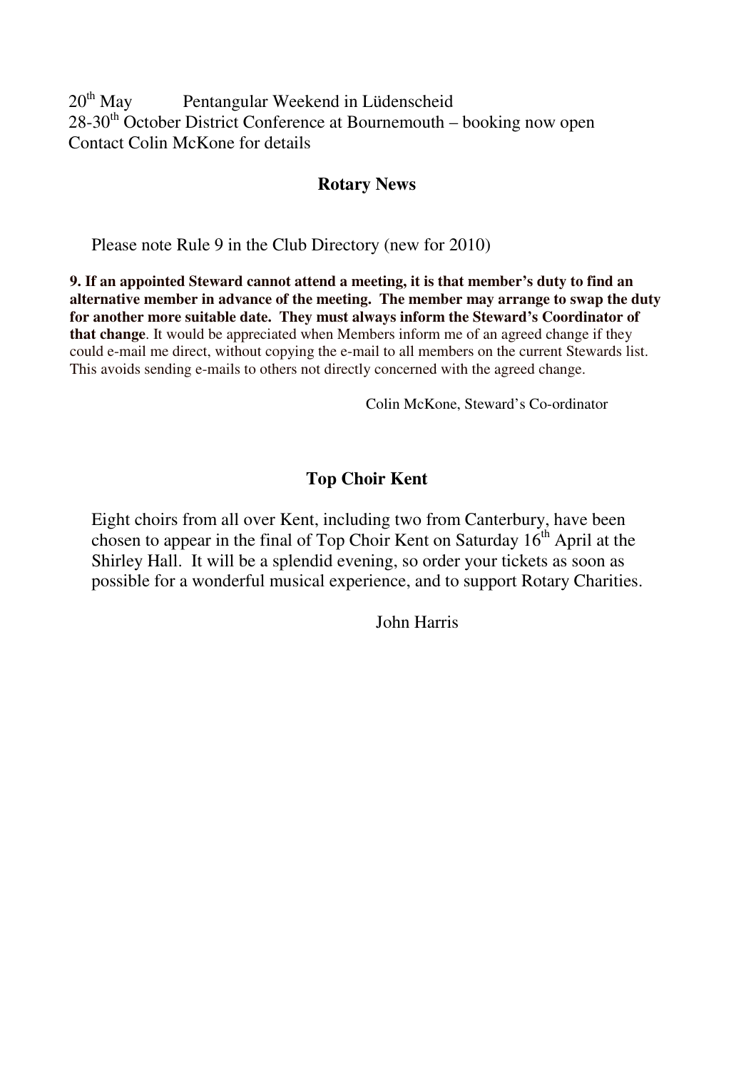20th May Pentangular Weekend in Lüdenscheid
28-30th October District Conference at Bournemouth – booking now open
Contact Colin McKone for details

## Rotary News

Please note Rule 9 in the Club Directory (new for 2010)

**9. If an appointed Steward cannot attend a meeting, it is that member's duty to find an alternative member in advance of the meeting. The member may arrange to swap the duty for another more suitable date. They must always inform the Steward's Coordinator of that change**. It would be appreciated when Members inform me of an agreed change if they could e-mail me direct, without copying the e-mail to all members on the current Stewards list. This avoids sending e-mails to others not directly concerned with the agreed change.

Colin McKone, Steward's Co-ordinator

## Top Choir Kent

Eight choirs from all over Kent, including two from Canterbury, have been chosen to appear in the final of Top Choir Kent on Saturday 16th April at the Shirley Hall. It will be a splendid evening, so order your tickets as soon as possible for a wonderful musical experience, and to support Rotary Charities.

John Harris